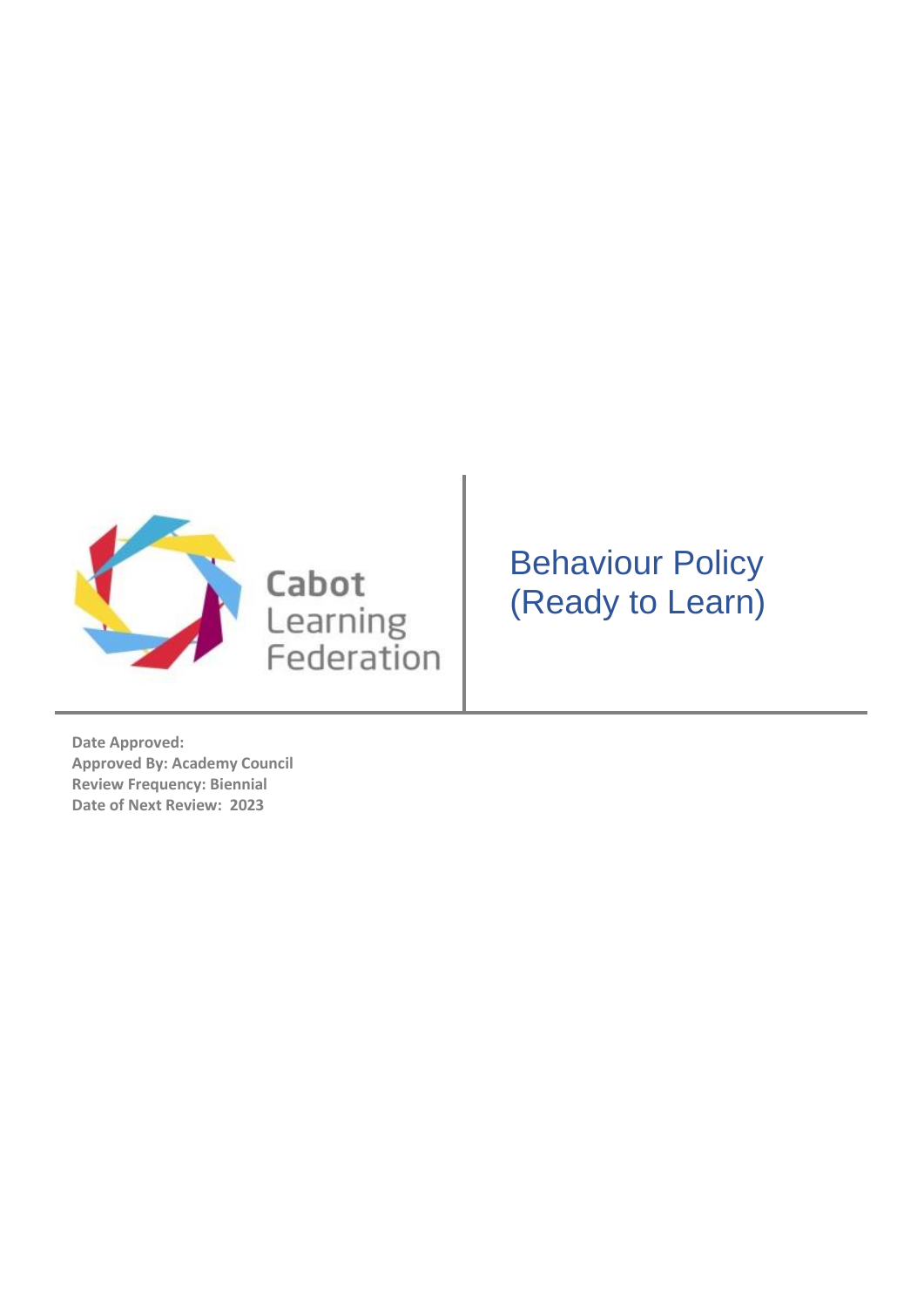Cabot Learning Federation

# Behaviour Policy (Ready to Learn)

**Date Approved:**
**Approved By: Academy Council**
**Review Frequency: Biennial**
**Date of Next Review: 2023**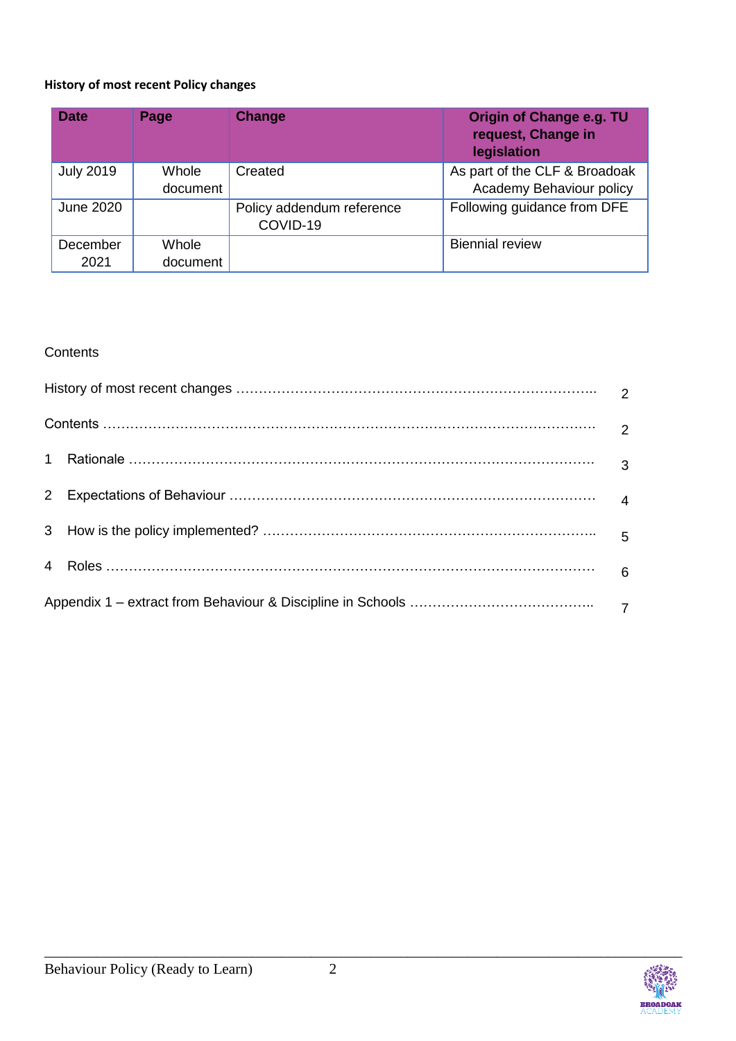**History of most recent Policy changes**

| Date | Page | Change | Origin of Change e.g. TU request, Change in legislation |
|---|---|---|---|
| July 2019 | Whole document | Created | As part of the CLF & Broadoak Academy Behaviour policy |
| June 2020 | | Policy addendum reference COVID-19 | Following guidance from DFE |
| December 2021 | Whole document | | Biennial review |

Contents

| | |
|---|---|
| History of most recent changes | 2 |
| Contents | 2 |
| 1 Rationale | 3 |
| 2 Expectations of Behaviour | 4 |
| 3 How is the policy implemented? | 5 |
| 4 Roles | 6 |
| Appendix 1 – extract from Behaviour & Discipline in Schools | 7 |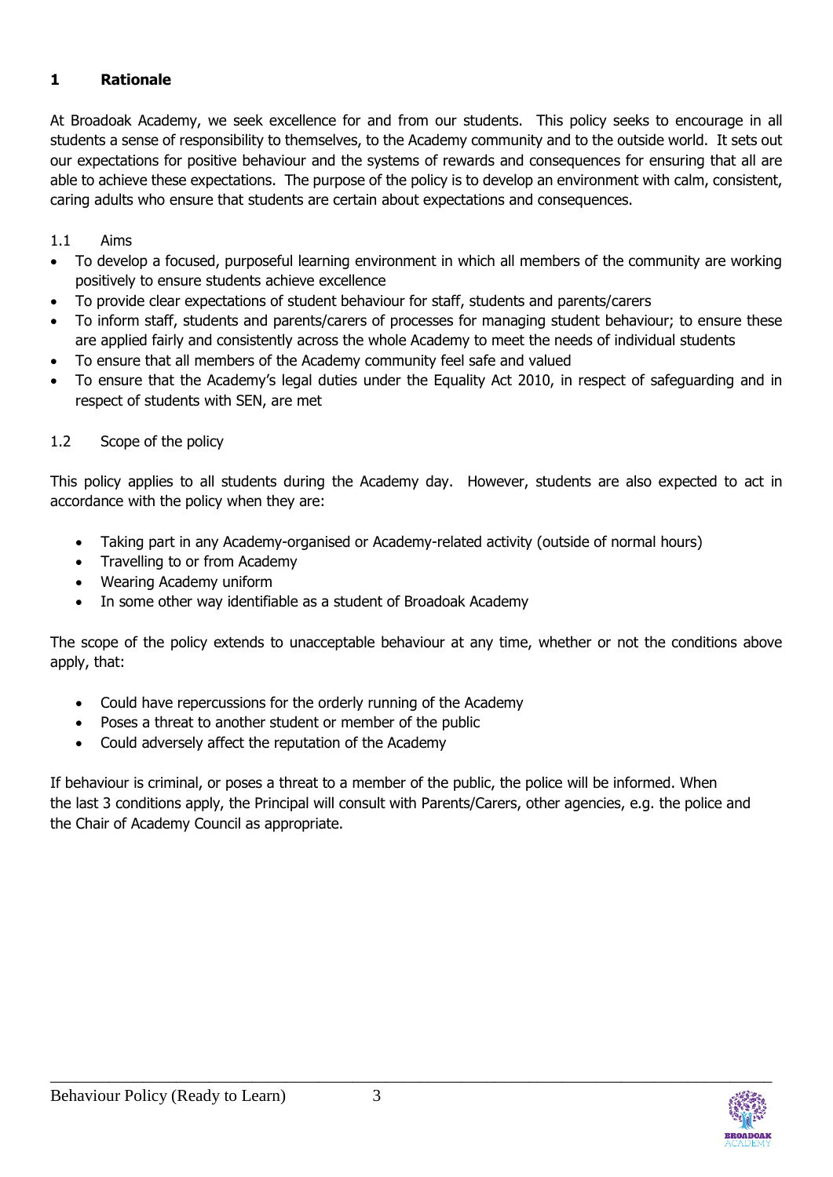## 1 Rationale

At Broadoak Academy, we seek excellence for and from our students. This policy seeks to encourage in all students a sense of responsibility to themselves, to the Academy community and to the outside world. It sets out our expectations for positive behaviour and the systems of rewards and consequences for ensuring that all are able to achieve these expectations. The purpose of the policy is to develop an environment with calm, consistent, caring adults who ensure that students are certain about expectations and consequences.

### 1.1 Aims

- To develop a focused, purposeful learning environment in which all members of the community are working positively to ensure students achieve excellence
- To provide clear expectations of student behaviour for staff, students and parents/carers
- To inform staff, students and parents/carers of processes for managing student behaviour; to ensure these are applied fairly and consistently across the whole Academy to meet the needs of individual students
- To ensure that all members of the Academy community feel safe and valued
- To ensure that the Academy's legal duties under the Equality Act 2010, in respect of safeguarding and in respect of students with SEN, are met

### 1.2 Scope of the policy

This policy applies to all students during the Academy day. However, students are also expected to act in accordance with the policy when they are:

- Taking part in any Academy-organised or Academy-related activity (outside of normal hours)
- Travelling to or from Academy
- Wearing Academy uniform
- In some other way identifiable as a student of Broadoak Academy

The scope of the policy extends to unacceptable behaviour at any time, whether or not the conditions above apply, that:

- Could have repercussions for the orderly running of the Academy
- Poses a threat to another student or member of the public
- Could adversely affect the reputation of the Academy

If behaviour is criminal, or poses a threat to a member of the public, the police will be informed. When the last 3 conditions apply, the Principal will consult with Parents/Carers, other agencies, e.g. the police and the Chair of Academy Council as appropriate.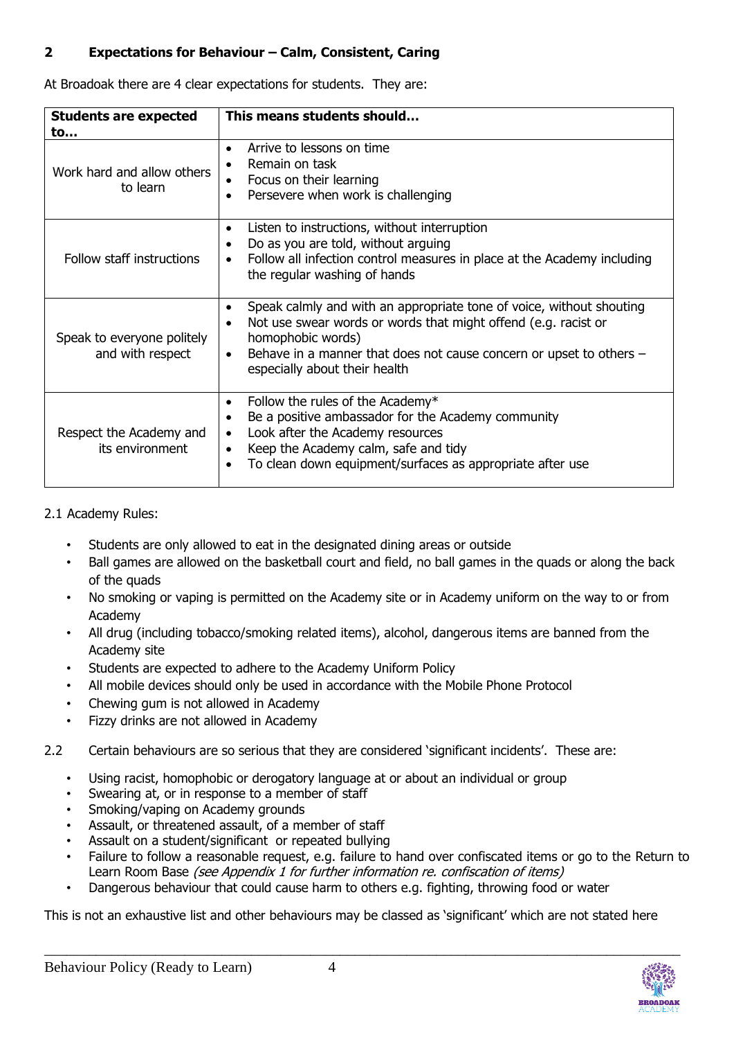## 2 Expectations for Behaviour – Calm, Consistent, Caring

At Broadoak there are 4 clear expectations for students. They are:

| Students are expected to… | This means students should… |
|---|---|
| Work hard and allow others to learn | • Arrive to lessons on time<br>• Remain on task<br>• Focus on their learning<br>• Persevere when work is challenging |
| Follow staff instructions | • Listen to instructions, without interruption<br>• Do as you are told, without arguing<br>• Follow all infection control measures in place at the Academy including the regular washing of hands |
| Speak to everyone politely and with respect | • Speak calmly and with an appropriate tone of voice, without shouting<br>• Not use swear words or words that might offend (e.g. racist or homophobic words)<br>• Behave in a manner that does not cause concern or upset to others – especially about their health |
| Respect the Academy and its environment | • Follow the rules of the Academy*<br>• Be a positive ambassador for the Academy community<br>• Look after the Academy resources<br>• Keep the Academy calm, safe and tidy<br>• To clean down equipment/surfaces as appropriate after use |

2.1 Academy Rules:

- Students are only allowed to eat in the designated dining areas or outside
- Ball games are allowed on the basketball court and field, no ball games in the quads or along the back of the quads
- No smoking or vaping is permitted on the Academy site or in Academy uniform on the way to or from Academy
- All drug (including tobacco/smoking related items), alcohol, dangerous items are banned from the Academy site
- Students are expected to adhere to the Academy Uniform Policy
- All mobile devices should only be used in accordance with the Mobile Phone Protocol
- Chewing gum is not allowed in Academy
- Fizzy drinks are not allowed in Academy

2.2 Certain behaviours are so serious that they are considered 'significant incidents'. These are:

- Using racist, homophobic or derogatory language at or about an individual or group
- Swearing at, or in response to a member of staff
- Smoking/vaping on Academy grounds
- Assault, or threatened assault, of a member of staff
- Assault on a student/significant or repeated bullying
- Failure to follow a reasonable request, e.g. failure to hand over confiscated items or go to the Return to Learn Room Base *(see Appendix 1 for further information re. confiscation of items)*
- Dangerous behaviour that could cause harm to others e.g. fighting, throwing food or water

This is not an exhaustive list and other behaviours may be classed as 'significant' which are not stated here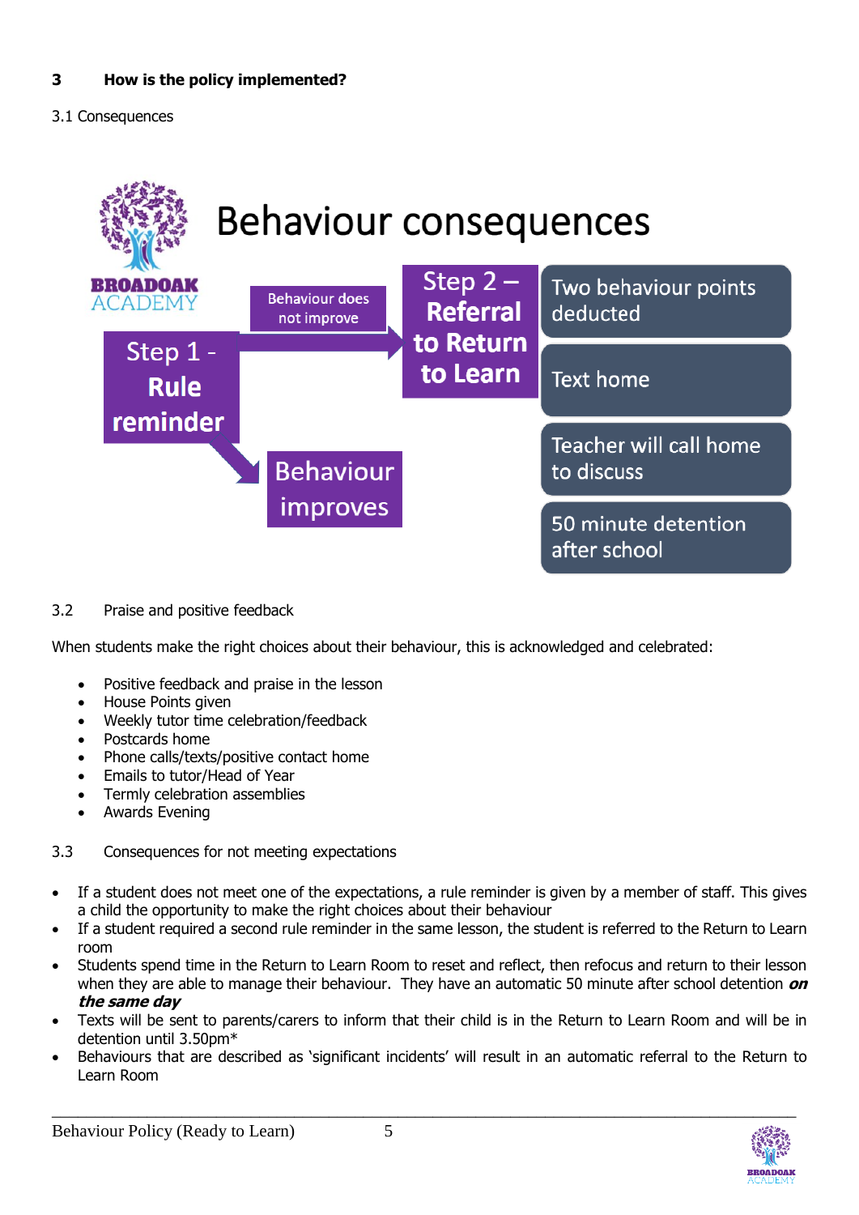## 3 How is the policy implemented?

3.1 Consequences

Behaviour consequences

BROADOAK ACADEMY

Step 1 - Rule reminder

Behaviour does not improve

Step 2 – Referral to Return to Learn

Two behaviour points deducted

Text home

Teacher will call home to discuss

50 minute detention after school

Behaviour improves

3.2 Praise and positive feedback

When students make the right choices about their behaviour, this is acknowledged and celebrated:

- Positive feedback and praise in the lesson
- House Points given
- Weekly tutor time celebration/feedback
- Postcards home
- Phone calls/texts/positive contact home
- Emails to tutor/Head of Year
- Termly celebration assemblies
- Awards Evening

3.3 Consequences for not meeting expectations

- If a student does not meet one of the expectations, a rule reminder is given by a member of staff. This gives a child the opportunity to make the right choices about their behaviour
- If a student required a second rule reminder in the same lesson, the student is referred to the Return to Learn room
- Students spend time in the Return to Learn Room to reset and reflect, then refocus and return to their lesson when they are able to manage their behaviour. They have an automatic 50 minute after school detention ***on the same day***
- Texts will be sent to parents/carers to inform that their child is in the Return to Learn Room and will be in detention until 3.50pm*
- Behaviours that are described as 'significant incidents' will result in an automatic referral to the Return to Learn Room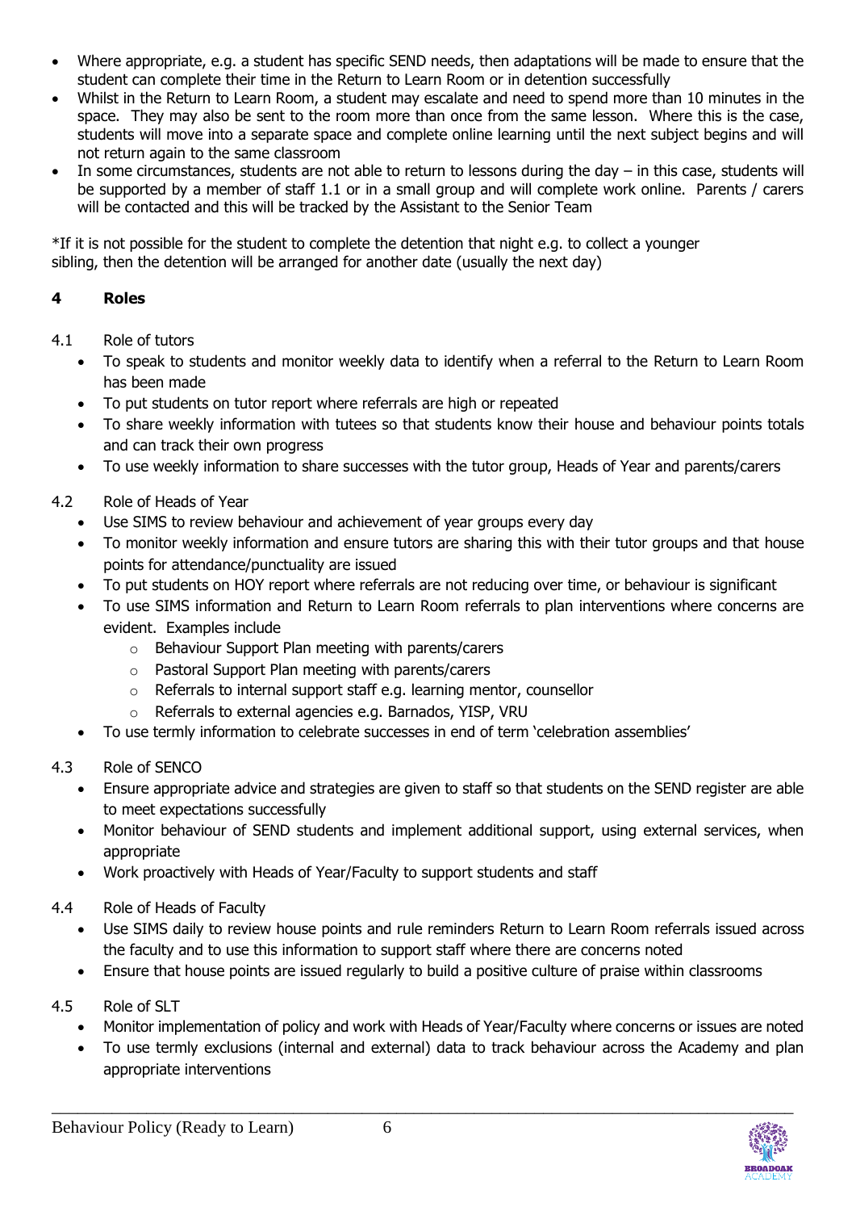- Where appropriate, e.g. a student has specific SEND needs, then adaptations will be made to ensure that the student can complete their time in the Return to Learn Room or in detention successfully
- Whilst in the Return to Learn Room, a student may escalate and need to spend more than 10 minutes in the space. They may also be sent to the room more than once from the same lesson. Where this is the case, students will move into a separate space and complete online learning until the next subject begins and will not return again to the same classroom
- In some circumstances, students are not able to return to lessons during the day – in this case, students will be supported by a member of staff 1.1 or in a small group and will complete work online. Parents / carers will be contacted and this will be tracked by the Assistant to the Senior Team

*If it is not possible for the student to complete the detention that night e.g. to collect a younger sibling, then the detention will be arranged for another date (usually the next day)

## 4 Roles

4.1 Role of tutors

- To speak to students and monitor weekly data to identify when a referral to the Return to Learn Room has been made
- To put students on tutor report where referrals are high or repeated
- To share weekly information with tutees so that students know their house and behaviour points totals and can track their own progress
- To use weekly information to share successes with the tutor group, Heads of Year and parents/carers

4.2 Role of Heads of Year

- Use SIMS to review behaviour and achievement of year groups every day
- To monitor weekly information and ensure tutors are sharing this with their tutor groups and that house points for attendance/punctuality are issued
- To put students on HOY report where referrals are not reducing over time, or behaviour is significant
- To use SIMS information and Return to Learn Room referrals to plan interventions where concerns are evident. Examples include
  - Behaviour Support Plan meeting with parents/carers
  - Pastoral Support Plan meeting with parents/carers
  - Referrals to internal support staff e.g. learning mentor, counsellor
  - Referrals to external agencies e.g. Barnados, YISP, VRU
- To use termly information to celebrate successes in end of term 'celebration assemblies'

4.3 Role of SENCO

- Ensure appropriate advice and strategies are given to staff so that students on the SEND register are able to meet expectations successfully
- Monitor behaviour of SEND students and implement additional support, using external services, when appropriate
- Work proactively with Heads of Year/Faculty to support students and staff

4.4 Role of Heads of Faculty

- Use SIMS daily to review house points and rule reminders Return to Learn Room referrals issued across the faculty and to use this information to support staff where there are concerns noted
- Ensure that house points are issued regularly to build a positive culture of praise within classrooms

4.5 Role of SLT

- Monitor implementation of policy and work with Heads of Year/Faculty where concerns or issues are noted
- To use termly exclusions (internal and external) data to track behaviour across the Academy and plan appropriate interventions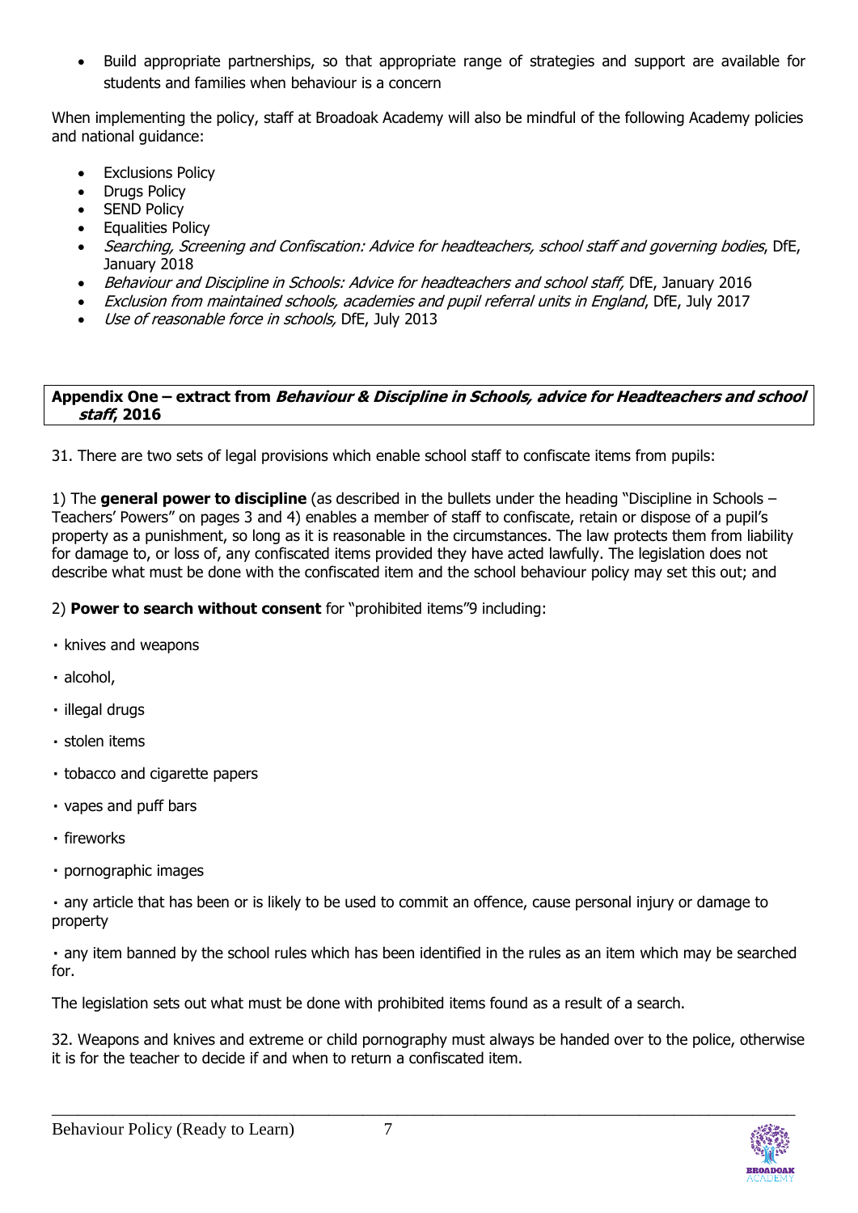- Build appropriate partnerships, so that appropriate range of strategies and support are available for students and families when behaviour is a concern

When implementing the policy, staff at Broadoak Academy will also be mindful of the following Academy policies and national guidance:

- Exclusions Policy
- Drugs Policy
- SEND Policy
- Equalities Policy
- *Searching, Screening and Confiscation: Advice for headteachers, school staff and governing bodies*, DfE, January 2018
- *Behaviour and Discipline in Schools: Advice for headteachers and school staff,* DfE, January 2016
- *Exclusion from maintained schools, academies and pupil referral units in England*, DfE, July 2017
- *Use of reasonable force in schools,* DfE, July 2013

**Appendix One – extract from *Behaviour & Discipline in Schools, advice for Headteachers and school staff*, 2016**

31. There are two sets of legal provisions which enable school staff to confiscate items from pupils:

1) The **general power to discipline** (as described in the bullets under the heading "Discipline in Schools – Teachers' Powers" on pages 3 and 4) enables a member of staff to confiscate, retain or dispose of a pupil's property as a punishment, so long as it is reasonable in the circumstances. The law protects them from liability for damage to, or loss of, any confiscated items provided they have acted lawfully. The legislation does not describe what must be done with the confiscated item and the school behaviour policy may set this out; and

2) **Power to search without consent** for "prohibited items"9 including:

- knives and weapons
- alcohol,
- illegal drugs
- stolen items
- tobacco and cigarette papers
- vapes and puff bars
- fireworks
- pornographic images
- any article that has been or is likely to be used to commit an offence, cause personal injury or damage to property
- any item banned by the school rules which has been identified in the rules as an item which may be searched for.

The legislation sets out what must be done with prohibited items found as a result of a search.

32. Weapons and knives and extreme or child pornography must always be handed over to the police, otherwise it is for the teacher to decide if and when to return a confiscated item.